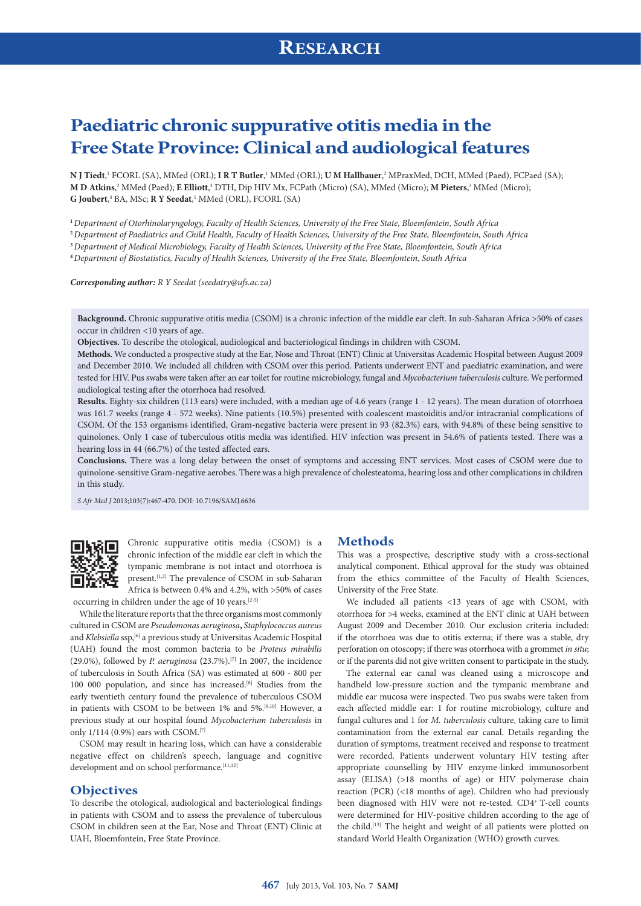# Paediatric chronic suppurative otitis media in the Free State Province: Clinical and audiological features

**N J Tiedt**,[1] FCORL (SA), MMed (ORL); **I R T Butler**,[1] MMed (ORL); **U M Hallbauer**,[2] MPraxMed, DCH, MMed (Paed), FCPaed (SA); **M D Atkins**,[2] MMed (Paed); **E Elliott**,[3] DTH, Dip HIV Mx, FCPath (Micro) (SA), MMed (Micro); **M Pieters**,[3] MMed (Micro); **G Joubert**,[4] BA, MSc; **R Y Seedat**,[1] MMed (ORL), FCORL (SA)

[1] *Department of Otorhinolaryngology, Faculty of Health Sciences, University of the Free State, Bloemfontein, South Africa*
[2] *Department of Paediatrics and Child Health, Faculty of Health Sciences, University of the Free State, Bloemfontein, South Africa*
[3] *Department of Medical Microbiology, Faculty of Health Sciences, University of the Free State, Bloemfontein, South Africa*
[4] *Department of Biostatistics, Faculty of Health Sciences, University of the Free State, Bloemfontein, South Africa*

***Corresponding author:*** *R Y Seedat (seedatry@ufs.ac.za)*

**Background.** Chronic suppurative otitis media (CSOM) is a chronic infection of the middle ear cleft. In sub-Saharan Africa >50% of cases occur in children <10 years of age.

**Objectives.** To describe the otological, audiological and bacteriological findings in children with CSOM.

**Methods.** We conducted a prospective study at the Ear, Nose and Throat (ENT) Clinic at Universitas Academic Hospital between August 2009 and December 2010. We included all children with CSOM over this period. Patients underwent ENT and paediatric examination, and were tested for HIV. Pus swabs were taken after an ear toilet for routine microbiology, fungal and *Mycobacterium tuberculosis* culture. We performed audiological testing after the otorrhoea had resolved.

**Results.** Eighty-six children (113 ears) were included, with a median age of 4.6 years (range 1 - 12 years). The mean duration of otorrhoea was 161.7 weeks (range 4 - 572 weeks). Nine patients (10.5%) presented with coalescent mastoiditis and/or intracranial complications of CSOM. Of the 153 organisms identified, Gram-negative bacteria were present in 93 (82.3%) ears, with 94.8% of these being sensitive to quinolones. Only 1 case of tuberculous otitis media was identified. HIV infection was present in 54.6% of patients tested. There was a hearing loss in 44 (66.7%) of the tested affected ears.

**Conclusions.** There was a long delay between the onset of symptoms and accessing ENT services. Most cases of CSOM were due to quinolone-sensitive Gram-negative aerobes. There was a high prevalence of cholesteatoma, hearing loss and other complications in children in this study.

*S Afr Med J* 2013;103(7):467-470. DOI: 10.7196/SAMJ.6636

Chronic suppurative otitis media (CSOM) is a chronic infection of the middle ear cleft in which the tympanic membrane is not intact and otorrhoea is present.[1,2] The prevalence of CSOM in sub-Saharan Africa is between 0.4% and 4.2%, with >50% of cases occurring in children under the age of 10 years.[2-5]

While the literature reports that the three organisms most commonly cultured in CSOM are *Pseudomonas aeruginosa*, *Staphylococcus aureus* and *Klebsiella* ssp,[6] a previous study at Universitas Academic Hospital (UAH) found the most common bacteria to be *Proteus mirabilis* (29.0%), followed by *P. aeruginosa* (23.7%).[7] In 2007, the incidence of tuberculosis in South Africa (SA) was estimated at 600 - 800 per 100 000 population, and since has increased.[8] Studies from the early twentieth century found the prevalence of tuberculous CSOM in patients with CSOM to be between 1% and 5%.[9,10] However, a previous study at our hospital found *Mycobacterium tuberculosis* in only 1/114 (0.9%) ears with CSOM.[7]

CSOM may result in hearing loss, which can have a considerable negative effect on children's speech, language and cognitive development and on school performance.[11,12]

## Objectives

To describe the otological, audiological and bacteriological findings in patients with CSOM and to assess the prevalence of tuberculous CSOM in children seen at the Ear, Nose and Throat (ENT) Clinic at UAH, Bloemfontein, Free State Province.

## Methods

This was a prospective, descriptive study with a cross-sectional analytical component. Ethical approval for the study was obtained from the ethics committee of the Faculty of Health Sciences, University of the Free State.

We included all patients <13 years of age with CSOM, with otorrhoea for >4 weeks, examined at the ENT clinic at UAH between August 2009 and December 2010. Our exclusion criteria included: if the otorrhoea was due to otitis externa; if there was a stable, dry perforation on otoscopy; if there was otorrhoea with a grommet *in situ*; or if the parents did not give written consent to participate in the study.

The external ear canal was cleaned using a microscope and handheld low-pressure suction and the tympanic membrane and middle ear mucosa were inspected. Two pus swabs were taken from each affected middle ear: 1 for routine microbiology, culture and fungal cultures and 1 for *M. tuberculosis* culture, taking care to limit contamination from the external ear canal. Details regarding the duration of symptoms, treatment received and response to treatment were recorded. Patients underwent voluntary HIV testing after appropriate counselling by HIV enzyme-linked immunosorbent assay (ELISA) (>18 months of age) or HIV polymerase chain reaction (PCR) (<18 months of age). Children who had previously been diagnosed with HIV were not re-tested. $CD4^+$ T-cell counts were determined for HIV-positive children according to the age of the child.[13] The height and weight of all patients were plotted on standard World Health Organization (WHO) growth curves.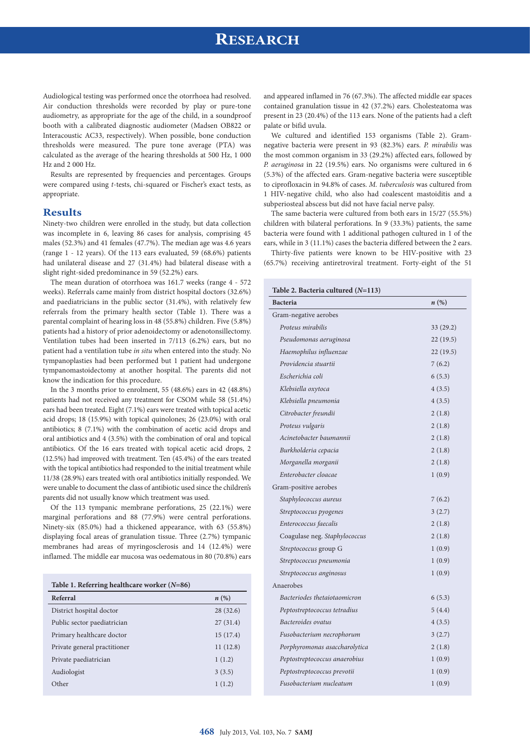Audiological testing was performed once the otorrhoea had resolved. Air conduction thresholds were recorded by play or pure-tone audiometry, as appropriate for the age of the child, in a soundproof booth with a calibrated diagnostic audiometer (Madsen OB822 or Interacoustic AC33, respectively). When possible, bone conduction thresholds were measured. The pure tone average (PTA) was calculated as the average of the hearing thresholds at 500 Hz, 1 000 Hz and 2 000 Hz.

Results are represented by frequencies and percentages. Groups were compared using *t*-tests, chi-squared or Fischer's exact tests, as appropriate.

## Results

Ninety-two children were enrolled in the study, but data collection was incomplete in 6, leaving 86 cases for analysis, comprising 45 males (52.3%) and 41 females (47.7%). The median age was 4.6 years (range 1 - 12 years). Of the 113 ears evaluated, 59 (68.6%) patients had unilateral disease and 27 (31.4%) had bilateral disease with a slight right-sided predominance in 59 (52.2%) ears.

The mean duration of otorrhoea was 161.7 weeks (range 4 - 572 weeks). Referrals came mainly from district hospital doctors (32.6%) and paediatricians in the public sector (31.4%), with relatively few referrals from the primary health sector (Table 1). There was a parental complaint of hearing loss in 48 (55.8%) children. Five (5.8%) patients had a history of prior adenoidectomy or adenotonsillectomy. Ventilation tubes had been inserted in 7/113 (6.2%) ears, but no patient had a ventilation tube *in situ* when entered into the study. No tympanoplasties had been performed but 1 patient had undergone tympanomastoidectomy at another hospital. The parents did not know the indication for this procedure.

In the 3 months prior to enrolment, 55 (48.6%) ears in 42 (48.8%) patients had not received any treatment for CSOM while 58 (51.4%) ears had been treated. Eight (7.1%) ears were treated with topical acetic acid drops; 18 (15.9%) with topical quinolones; 26 (23.0%) with oral antibiotics; 8 (7.1%) with the combination of acetic acid drops and oral antibiotics and 4 (3.5%) with the combination of oral and topical antibiotics. Of the 16 ears treated with topical acetic acid drops, 2 (12.5%) had improved with treatment. Ten (45.4%) of the ears treated with the topical antibiotics had responded to the initial treatment while 11/38 (28.9%) ears treated with oral antibiotics initially responded. We were unable to document the class of antibiotic used since the children's parents did not usually know which treatment was used.

Of the 113 tympanic membrane perforations, 25 (22.1%) were marginal perforations and 88 (77.9%) were central perforations. Ninety-six (85.0%) had a thickened appearance, with 63 (55.8%) displaying focal areas of granulation tissue. Three (2.7%) tympanic membranes had areas of myringosclerosis and 14 (12.4%) were inflamed. The middle ear mucosa was oedematous in 80 (70.8%) ears and appeared inflamed in 76 (67.3%). The affected middle ear spaces contained granulation tissue in 42 (37.2%) ears. Cholesteatoma was present in 23 (20.4%) of the 113 ears. None of the patients had a cleft palate or bifid uvula.

**Table 1. Referring healthcare worker (*N*=86)**

| Referral | *n* (%) |
|---|---|
| District hospital doctor | 28 (32.6) |
| Public sector paediatrician | 27 (31.4) |
| Primary healthcare doctor | 15 (17.4) |
| Private general practitioner | 11 (12.8) |
| Private paediatrician | 1 (1.2) |
| Audiologist | 3 (3.5) |
| Other | 1 (1.2) |

We cultured and identified 153 organisms (Table 2). Gram-negative bacteria were present in 93 (82.3%) ears. *P. mirabilis* was the most common organism in 33 (29.2%) affected ears, followed by *P. aeruginosa* in 22 (19.5%) ears. No organisms were cultured in 6 (5.3%) of the affected ears. Gram-negative bacteria were susceptible to ciprofloxacin in 94.8% of cases. *M. tuberculosis* was cultured from 1 HIV-negative child, who also had coalescent mastoiditis and a subperiosteal abscess but did not have facial nerve palsy.

The same bacteria were cultured from both ears in 15/27 (55.5%) children with bilateral perforations. In 9 (33.3%) patients, the same bacteria were found with 1 additional pathogen cultured in 1 of the ears, while in 3 (11.1%) cases the bacteria differed between the 2 ears.

Thirty-five patients were known to be HIV-positive with 23 (65.7%) receiving antiretroviral treatment. Forty-eight of the 51

**Table 2. Bacteria cultured (*N*=113)**

| Bacteria | *n* (%) |
|---|---|
| Gram-negative aerobes | |
| *Proteus mirabilis* | 33 (29.2) |
| *Pseudomonas aeruginosa* | 22 (19.5) |
| *Haemophilus influenzae* | 22 (19.5) |
| *Providencia stuartii* | 7 (6.2) |
| *Escherichia coli* | 6 (5.3) |
| *Klebsiella oxytoca* | 4 (3.5) |
| *Klebsiella pneumonia* | 4 (3.5) |
| *Citrobacter freundii* | 2 (1.8) |
| *Proteus vulgaris* | 2 (1.8) |
| *Acinetobacter baumannii* | 2 (1.8) |
| *Burkholderia cepacia* | 2 (1.8) |
| *Morganella morganii* | 2 (1.8) |
| *Enterobacter cloacae* | 1 (0.9) |
| Gram-positive aerobes | |
| *Staphylococcus aureus* | 7 (6.2) |
| *Streptococcus pyogenes* | 3 (2.7) |
| *Enterococcus faecalis* | 2 (1.8) |
| Coagulase neg. *Staphylococcus* | 2 (1.8) |
| *Streptococcus* group G | 1 (0.9) |
| *Streptococcus pneumonia* | 1 (0.9) |
| *Streptococcus anginosus* | 1 (0.9) |
| Anaerobes | |
| *Bacteriodes thetaiotaomicron* | 6 (5.3) |
| *Peptostreptococcus tetradius* | 5 (4.4) |
| *Bacteroides ovatus* | 4 (3.5) |
| *Fusobacterium necrophorum* | 3 (2.7) |
| *Porphyromonas asaccharolytica* | 2 (1.8) |
| *Peptostreptococcus anaerobius* | 1 (0.9) |
| *Peptostreptococcus prevotii* | 1 (0.9) |
| *Fusobacterium nucleatum* | 1 (0.9) |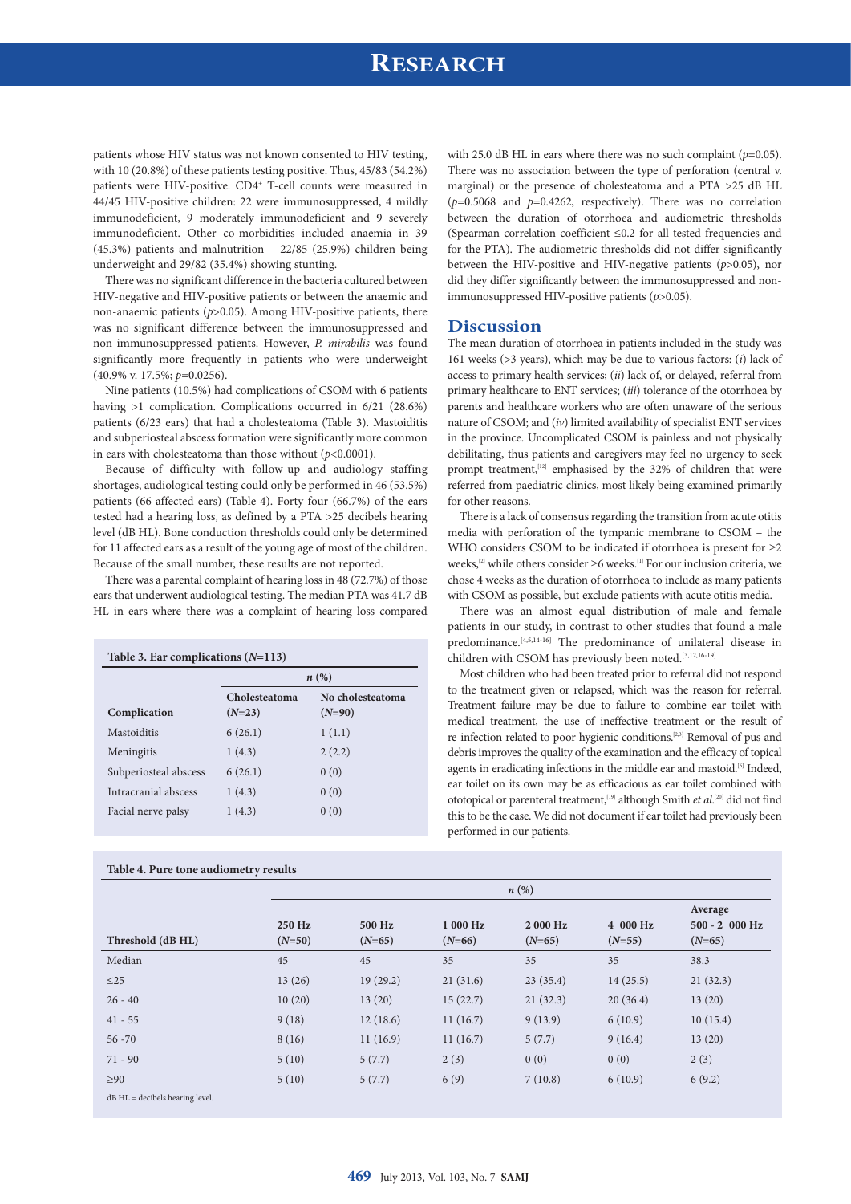patients whose HIV status was not known consented to HIV testing, with 10 (20.8%) of these patients testing positive. Thus, 45/83 (54.2%) patients were HIV-positive. CD4+ T-cell counts were measured in 44/45 HIV-positive children: 22 were immunosuppressed, 4 mildly immunodeficient, 9 moderately immunodeficient and 9 severely immunodeficient. Other co-morbidities included anaemia in 39 (45.3%) patients and malnutrition – 22/85 (25.9%) children being underweight and 29/82 (35.4%) showing stunting.

There was no significant difference in the bacteria cultured between HIV-negative and HIV-positive patients or between the anaemic and non-anaemic patients ($p$>0.05). Among HIV-positive patients, there was no significant difference between the immunosuppressed and non-immunosuppressed patients. However, *P. mirabilis* was found significantly more frequently in patients who were underweight (40.9% v. 17.5%; $p$=0.0256).

Nine patients (10.5%) had complications of CSOM with 6 patients having >1 complication. Complications occurred in 6/21 (28.6%) patients (6/23 ears) that had a cholesteatoma (Table 3). Mastoiditis and subperiosteal abscess formation were significantly more common in ears with cholesteatoma than those without ($p$<0.0001).

Because of difficulty with follow-up and audiology staffing shortages, audiological testing could only be performed in 46 (53.5%) patients (66 affected ears) (Table 4). Forty-four (66.7%) of the ears tested had a hearing loss, as defined by a PTA >25 decibels hearing level (dB HL). Bone conduction thresholds could only be determined for 11 affected ears as a result of the young age of most of the children. Because of the small number, these results are not reported.

There was a parental complaint of hearing loss in 48 (72.7%) of those ears that underwent audiological testing. The median PTA was 41.7 dB HL in ears where there was a complaint of hearing loss compared with 25.0 dB HL in ears where there was no such complaint ($p$=0.05). There was no association between the type of perforation (central v. marginal) or the presence of cholesteatoma and a PTA >25 dB HL ($p$=0.5068 and $p$=0.4262, respectively). There was no correlation between the duration of otorrhoea and audiometric thresholds (Spearman correlation coefficient ≤0.2 for all tested frequencies and for the PTA). The audiometric thresholds did not differ significantly between the HIV-positive and HIV-negative patients ($p$>0.05), nor did they differ significantly between the immunosuppressed and non-immunosuppressed HIV-positive patients ($p$>0.05).

**Table 3. Ear complications (*N*=113)**

| Complication | Cholesteatoma (*N*=23) n (%) | No cholesteatoma (*N*=90) n (%) |
|---|---|---|
| Mastoiditis | 6 (26.1) | 1 (1.1) |
| Meningitis | 1 (4.3) | 2 (2.2) |
| Subperiosteal abscess | 6 (26.1) | 0 (0) |
| Intracranial abscess | 1 (4.3) | 0 (0) |
| Facial nerve palsy | 1 (4.3) | 0 (0) |

## Discussion

The mean duration of otorrhoea in patients included in the study was 161 weeks (>3 years), which may be due to various factors: (*i*) lack of access to primary health services; (*ii*) lack of, or delayed, referral from primary healthcare to ENT services; (*iii*) tolerance of the otorrhoea by parents and healthcare workers who are often unaware of the serious nature of CSOM; and (*iv*) limited availability of specialist ENT services in the province. Uncomplicated CSOM is painless and not physically debilitating, thus patients and caregivers may feel no urgency to seek prompt treatment,[12] emphasised by the 32% of children that were referred from paediatric clinics, most likely being examined primarily for other reasons.

There is a lack of consensus regarding the transition from acute otitis media with perforation of the tympanic membrane to CSOM – the WHO considers CSOM to be indicated if otorrhoea is present for ≥2 weeks,[2] while others consider ≥6 weeks.[1] For our inclusion criteria, we chose 4 weeks as the duration of otorrhoea to include as many patients with CSOM as possible, but exclude patients with acute otitis media.

There was an almost equal distribution of male and female patients in our study, in contrast to other studies that found a male predominance.[4,5,14-16] The predominance of unilateral disease in children with CSOM has previously been noted.[3,12,16-19]

Most children who had been treated prior to referral did not respond to the treatment given or relapsed, which was the reason for referral. Treatment failure may be due to failure to combine ear toilet with medical treatment, the use of ineffective treatment or the result of re-infection related to poor hygienic conditions.[2,3] Removal of pus and debris improves the quality of the examination and the efficacy of topical agents in eradicating infections in the middle ear and mastoid.[6] Indeed, ear toilet on its own may be as efficacious as ear toilet combined with ototopical or parenteral treatment,[19] although Smith *et al.*[20] did not find this to be the case. We did not document if ear toilet had previously been performed in our patients.

**Table 4. Pure tone audiometry results**

| Threshold (dB HL) | 250 Hz (*N*=50) n (%) | 500 Hz (*N*=65) n (%) | 1 000 Hz (*N*=66) n (%) | 2 000 Hz (*N*=65) n (%) | 4 000 Hz (*N*=55) n (%) | Average 500 - 2 000 Hz (*N*=65) n (%) |
|---|---|---|---|---|---|---|
| Median | 45 | 45 | 35 | 35 | 35 | 38.3 |
| ≤25 | 13 (26) | 19 (29.2) | 21 (31.6) | 23 (35.4) | 14 (25.5) | 21 (32.3) |
| 26 - 40 | 10 (20) | 13 (20) | 15 (22.7) | 21 (32.3) | 20 (36.4) | 13 (20) |
| 41 - 55 | 9 (18) | 12 (18.6) | 11 (16.7) | 9 (13.9) | 6 (10.9) | 10 (15.4) |
| 56 -70 | 8 (16) | 11 (16.9) | 11 (16.7) | 5 (7.7) | 9 (16.4) | 13 (20) |
| 71 - 90 | 5 (10) | 5 (7.7) | 2 (3) | 0 (0) | 0 (0) | 2 (3) |
| ≥90 | 5 (10) | 5 (7.7) | 6 (9) | 7 (10.8) | 6 (10.9) | 6 (9.2) |

dB HL = decibels hearing level.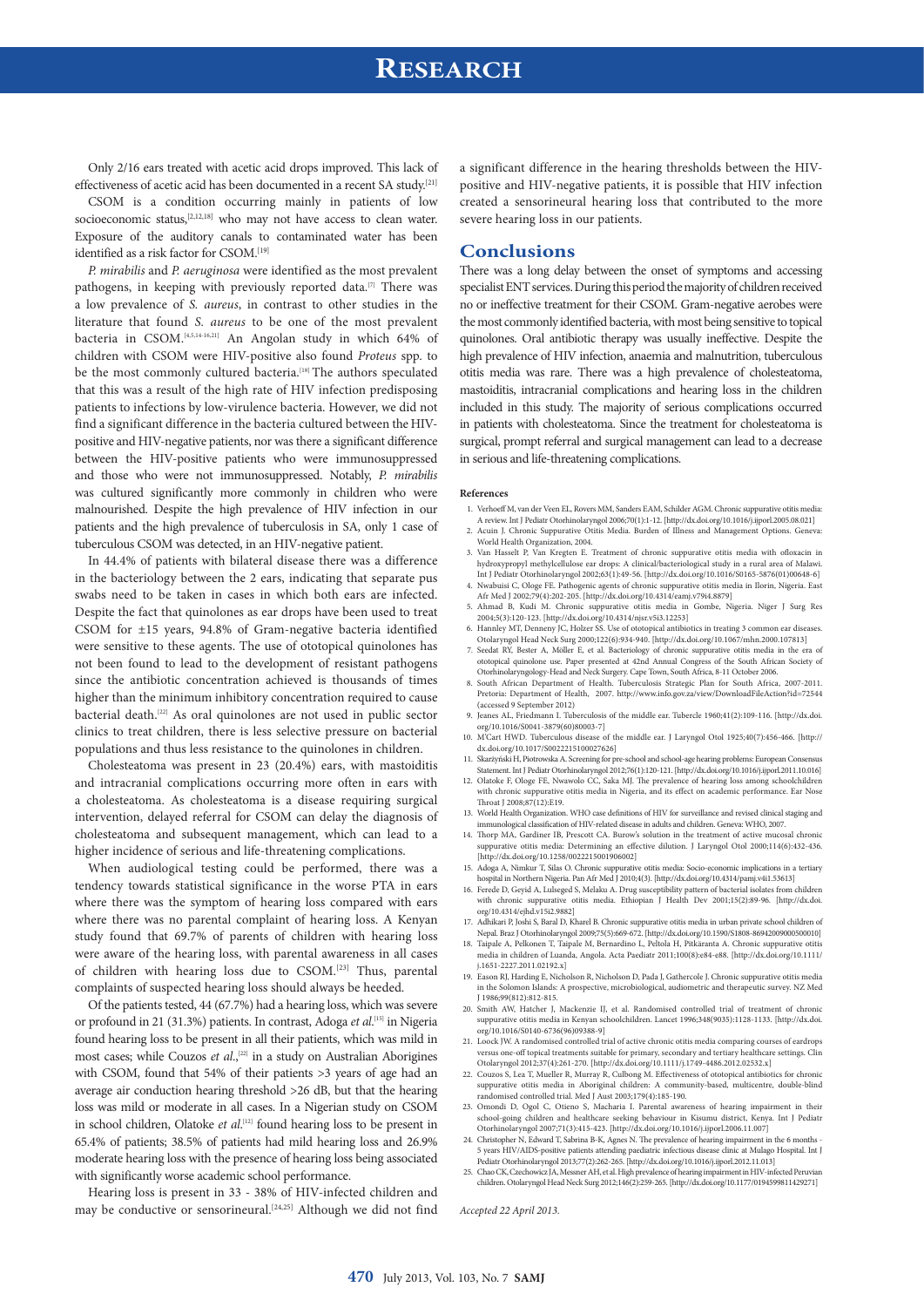Only 2/16 ears treated with acetic acid drops improved. This lack of effectiveness of acetic acid has been documented in a recent SA study.[21]

CSOM is a condition occurring mainly in patients of low socioeconomic status,[2,12,18] who may not have access to clean water. Exposure of the auditory canals to contaminated water has been identified as a risk factor for CSOM.[19]

*P. mirabilis* and *P. aeruginosa* were identified as the most prevalent pathogens, in keeping with previously reported data.[7] There was a low prevalence of *S. aureus*, in contrast to other studies in the literature that found *S. aureus* to be one of the most prevalent bacteria in CSOM.[4,5,14-16,21] An Angolan study in which 64% of children with CSOM were HIV-positive also found *Proteus* spp. to be the most commonly cultured bacteria.[18] The authors speculated that this was a result of the high rate of HIV infection predisposing patients to infections by low-virulence bacteria. However, we did not find a significant difference in the bacteria cultured between the HIV-positive and HIV-negative patients, nor was there a significant difference between the HIV-positive patients who were immunosuppressed and those who were not immunosuppressed. Notably, *P. mirabilis* was cultured significantly more commonly in children who were malnourished. Despite the high prevalence of HIV infection in our patients and the high prevalence of tuberculosis in SA, only 1 case of tuberculous CSOM was detected, in an HIV-negative patient.

In 44.4% of patients with bilateral disease there was a difference in the bacteriology between the 2 ears, indicating that separate pus swabs need to be taken in cases in which both ears are infected. Despite the fact that quinolones as ear drops have been used to treat CSOM for ±15 years, 94.8% of Gram-negative bacteria identified were sensitive to these agents. The use of ototopical quinolones has not been found to lead to the development of resistant pathogens since the antibiotic concentration achieved is thousands of times higher than the minimum inhibitory concentration required to cause bacterial death.[22] As oral quinolones are not used in public sector clinics to treat children, there is less selective pressure on bacterial populations and thus less resistance to the quinolones in children.

Cholesteatoma was present in 23 (20.4%) ears, with mastoiditis and intracranial complications occurring more often in ears with a cholesteatoma. As cholesteatoma is a disease requiring surgical intervention, delayed referral for CSOM can delay the diagnosis of cholesteatoma and subsequent management, which can lead to a higher incidence of serious and life-threatening complications.

When audiological testing could be performed, there was a tendency towards statistical significance in the worse PTA in ears where there was the symptom of hearing loss compared with ears where there was no parental complaint of hearing loss. A Kenyan study found that 69.7% of parents of children with hearing loss were aware of the hearing loss, with parental awareness in all cases of children with hearing loss due to CSOM.[23] Thus, parental complaints of suspected hearing loss should always be heeded.

Of the patients tested, 44 (67.7%) had a hearing loss, which was severe or profound in 21 (31.3%) patients. In contrast, Adoga *et al*.[15] in Nigeria found hearing loss to be present in all their patients, which was mild in most cases; while Couzos *et al*.,[22] in a study on Australian Aborigines with CSOM, found that 54% of their patients >3 years of age had an average air conduction hearing threshold >26 dB, but that the hearing loss was mild or moderate in all cases. In a Nigerian study on CSOM in school children, Olatoke *et al*.[12] found hearing loss to be present in 65.4% of patients; 38.5% of patients had mild hearing loss and 26.9% moderate hearing loss with the presence of hearing loss being associated with significantly worse academic school performance.

Hearing loss is present in 33 - 38% of HIV-infected children and may be conductive or sensorineural.[24,25] Although we did not find a significant difference in the hearing thresholds between the HIV-positive and HIV-negative patients, it is possible that HIV infection created a sensorineural hearing loss that contributed to the more severe hearing loss in our patients.

## Conclusions

There was a long delay between the onset of symptoms and accessing specialist ENT services. During this period the majority of children received no or ineffective treatment for their CSOM. Gram-negative aerobes were the most commonly identified bacteria, with most being sensitive to topical quinolones. Oral antibiotic therapy was usually ineffective. Despite the high prevalence of HIV infection, anaemia and malnutrition, tuberculous otitis media was rare. There was a high prevalence of cholesteatoma, mastoiditis, intracranial complications and hearing loss in the children included in this study. The majority of serious complications occurred in patients with cholesteatoma. Since the treatment for cholesteatoma is surgical, prompt referral and surgical management can lead to a decrease in serious and life-threatening complications.

### References

1. Verhoeff M, van der Veen EL, Rovers MM, Sanders EAM, Schilder AGM. Chronic suppurative otitis media: A review. Int J Pediatr Otorhinolaryngol 2006;70(1):1-12. [http://dx.doi.org/10.1016/j.ijporl.2005.08.021]
2. Acuin J. Chronic Suppurative Otitis Media. Burden of Illness and Management Options. Geneva: World Health Organization, 2004.
3. Van Hasselt P, Van Kregten E. Treatment of chronic suppurative otitis media with ofloxacin in hydroxypropyl methylcellulose ear drops: A clinical/bacteriological study in a rural area of Malawi. Int J Pediatr Otorhinolaryngol 2002;63(1):49-56. [http://dx.doi.org/10.1016/S0165-5876(01)00648-6]
4. Nwabuisi C, Ologe FE. Pathogenic agents of chronic suppurative otitis media in Ilorin, Nigeria. East Afr Med J 2002;79(4):202-205. [http://dx.doi.org/10.4314/eamj.v79i4.8879]
5. Ahmad B, Kudi M. Chronic suppurative otitis media in Gombe, Nigeria. Niger J Surg Res 2004;5(3):120-123. [http://dx.doi.org/10.4314/njsr.v5i3.12253]
6. Hannley MT, Denneny JC, Holzer SS. Use of ototopical antibiotics in treating 3 common ear diseases. Otolaryngol Head Neck Surg 2000;122(6):934-940. [http://dx.doi.org/10.1067/mhn.2000.107813]
7. Seedat RY, Bester A, Möller E, et al. Bacteriology of chronic suppurative otitis media in the era of ototopical quinolone use. Paper presented at 42nd Annual Congress of the South African Society of Otorhinolaryngology-Head and Neck Surgery. Cape Town, South Africa, 8-11 October 2006.
8. South African Department of Health. Tuberculosis Strategic Plan for South Africa, 2007-2011. Pretoria: Department of Health, 2007. http://www.info.gov.za/view/DownloadFileAction?id=72544 (accessed 9 September 2012)
9. Jeanes AL, Friedmann I. Tuberculosis of the middle ear. Tubercle 1960;41(2):109-116. [http://dx.doi.org/10.1016/S0041-3879(60)80003-7]
10. M'Cart HWD. Tuberculous disease of the middle ear. J Laryngol Otol 1925;40(7):456-466. [http://dx.doi.org/10.1017/S0022215100027626]
11. Skarżyński H, Piotrowska A. Screening for pre-school and school-age hearing problems: European Consensus Statement. Int J Pediatr Otorhinolaryngol 2012;76(1):120-121. [http://dx.doi.org/10.1016/j.ijporl.2011.10.016]
12. Olatoke F, Ologe FE, Nwawolo CC, Saka MJ. The prevalence of hearing loss among schoolchildren with chronic suppurative otitis media in Nigeria, and its effect on academic performance. Ear Nose Throat J 2008;87(12):E19.
13. World Health Organization. WHO case definitions of HIV for surveillance and revised clinical staging and immunological classification of HIV-related disease in adults and children. Geneva: WHO, 2007.
14. Thorp MA, Gardiner IB, Prescott CA. Burow's solution in the treatment of active mucosal chronic suppurative otitis media: Determining an effective dilution. J Laryngol Otol 2000;114(6):432-436. [http://dx.doi.org/10.1258/0022215001906002]
15. Adoga A, Nimkur T, Silas O. Chronic suppurative otitis media: Socio-economic implications in a tertiary hospital in Northern Nigeria. Pan Afr Med J 2010;4(3). [http://dx.doi.org/10.4314/pamj.v4i1.53613]
16. Ferede D, Geyid A, Lulseged S, Melaku A. Drug susceptibility pattern of bacterial isolates from children with chronic suppurative otitis media. Ethiopian J Health Dev 2001;15(2):89-96. [http://dx.doi.org/10.4314/ejhd.v15i2.9882]
17. Adhikari P, Joshi S, Baral D, Kharel B. Chronic suppurative otitis media in urban private school children of Nepal. Braz J Otorhinolaryngol 2009;75(5):669-672. [http://dx.doi.org/10.1590/S1808-86942009000500010]
18. Taipale A, Pelkonen T, Taipale M, Bernardino L, Peltola H, Pitkäranta A. Chronic suppurative otitis media in children of Luanda, Angola. Acta Paediatr 2011;100(8):e84-e88. [http://dx.doi.org/10.1111/j.1651-2227.2011.02192.x]
19. Eason RJ, Harding E, Nicholson R, Nicholson D, Pada J, Gathercole J. Chronic suppurative otitis media in the Solomon Islands: A prospective, microbiological, audiometric and therapeutic survey. NZ Med J 1986;99(812):812-815.
20. Smith AW, Hatcher J, Mackenzie IJ, et al. Randomised controlled trial of treatment of chronic suppurative otitis media in Kenyan schoolchildren. Lancet 1996;348(9035):1128-1133. [http://dx.doi.org/10.1016/S0140-6736(96)09388-9]
21. Loock JW. A randomised controlled trial of active chronic otitis media comparing courses of eardrops versus one-off topical treatments suitable for primary, secondary and tertiary healthcare settings. Clin Otolaryngol 2012;37(4):261-270. [http://dx.doi.org/10.1111/j.1749-4486.2012.02532.x]
22. Couzos S, Lea T, Mueller R, Murray R, Culbong M. Effectiveness of ototopical antibiotics for chronic suppurative otitis media in Aboriginal children: A community-based, multicentre, double-blind randomised controlled trial. Med J Aust 2003;179(4):185-190.
23. Omondi D, Ogol C, Otieno S, Macharia I. Parental awareness of hearing impairment in their school-going children and healthcare seeking behaviour in Kisumu district, Kenya. Int J Pediatr Otorhinolaryngol 2007;71(3):415-423. [http://dx.doi.org/10.1016/j.ijporl.2006.11.007]
24. Christopher N, Edward T, Sabrina B-K, Agnes N. The prevalence of hearing impairment in the 6 months - 5 years HIV/AIDS-positive patients attending paediatric infectious disease clinic at Mulago Hospital. Int J Pediatr Otorhinolaryngol 2013;77(2):262-265. [http://dx.doi.org/10.1016/j.ijporl.2012.11.013]
25. Chao CK, Czechowicz JA, Messner AH, et al. High prevalence of hearing impairment in HIV-infected Peruvian children. Otolaryngol Head Neck Surg 2012;146(2):259-265. [http://dx.doi.org/10.1177/0194599811429271]

*Accepted 22 April 2013.*